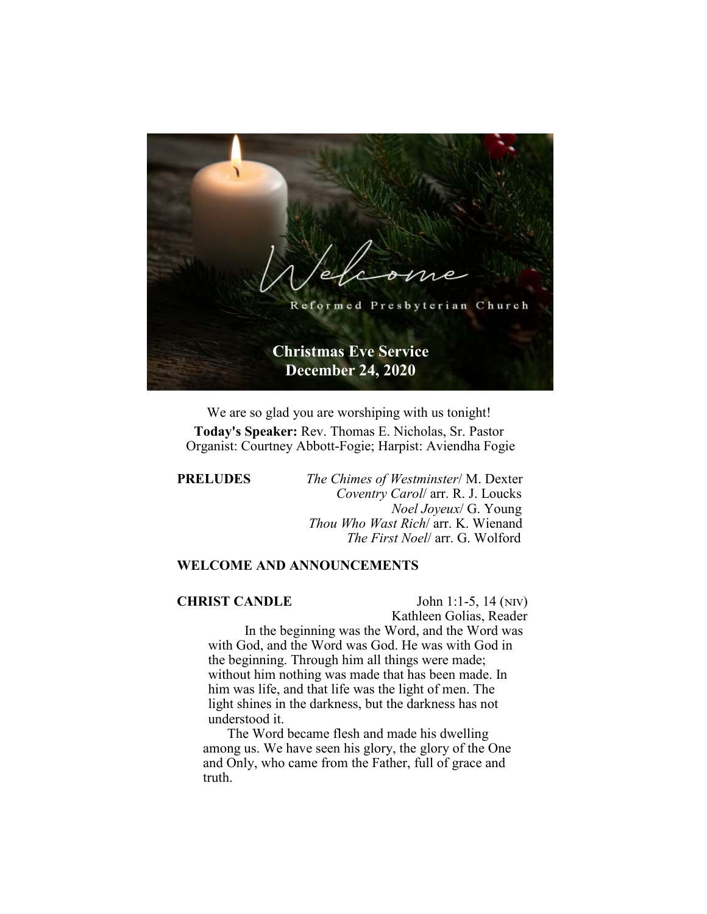Welcome

Reformed Presbyterian Church

# Christmas Eve Service
## December 24, 2020

We are so glad you are worshiping with us tonight!

**Today's Speaker:** Rev. Thomas E. Nicholas, Sr. Pastor
Organist: Courtney Abbott-Fogie; Harpist: Aviendha Fogie

**PRELUDES**

*The Chimes of Westminster*/ M. Dexter
*Coventry Carol*/ arr. R. J. Loucks
*Noel Joyeux*/ G. Young
*Thou Who Wast Rich*/ arr. K. Wienand
*The First Noel*/ arr. G. Wolford

**WELCOME AND ANNOUNCEMENTS**

**CHRIST CANDLE** John 1:1-5, 14 (NIV)
Kathleen Golias, Reader

In the beginning was the Word, and the Word was with God, and the Word was God. He was with God in the beginning. Through him all things were made; without him nothing was made that has been made. In him was life, and that life was the light of men. The light shines in the darkness, but the darkness has not understood it.

The Word became flesh and made his dwelling among us. We have seen his glory, the glory of the One and Only, who came from the Father, full of grace and truth.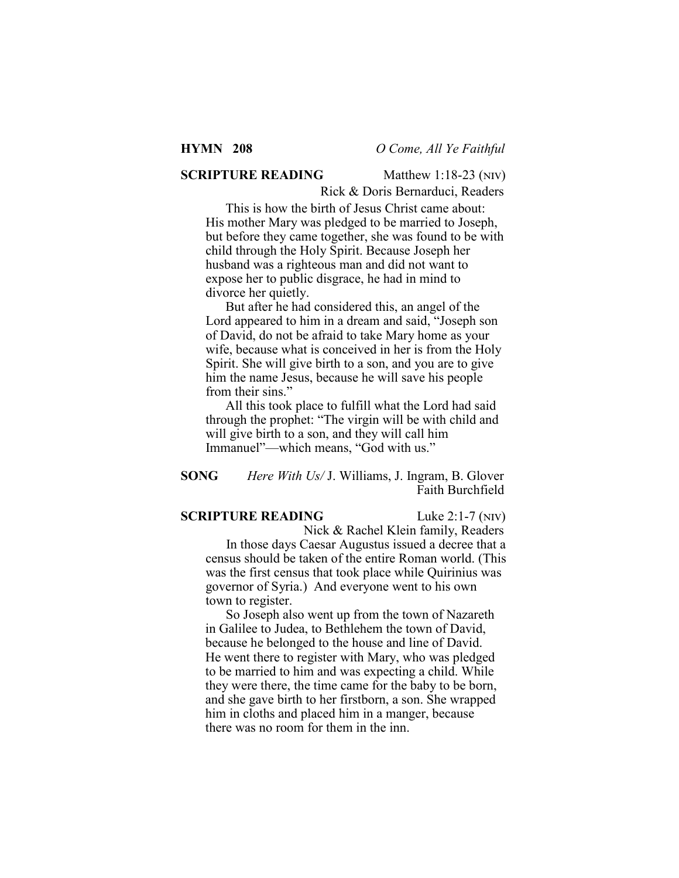**HYMN 208** *O Come, All Ye Faithful*

**SCRIPTURE READING** Matthew 1:18-23 (NIV)

Rick & Doris Bernarduci, Readers

This is how the birth of Jesus Christ came about: His mother Mary was pledged to be married to Joseph, but before they came together, she was found to be with child through the Holy Spirit. Because Joseph her husband was a righteous man and did not want to expose her to public disgrace, he had in mind to divorce her quietly.

But after he had considered this, an angel of the Lord appeared to him in a dream and said, "Joseph son of David, do not be afraid to take Mary home as your wife, because what is conceived in her is from the Holy Spirit. She will give birth to a son, and you are to give him the name Jesus, because he will save his people from their sins."

All this took place to fulfill what the Lord had said through the prophet: "The virgin will be with child and will give birth to a son, and they will call him Immanuel"—which means, "God with us."

**SONG** *Here With Us*/ J. Williams, J. Ingram, B. Glover

Faith Burchfield

**SCRIPTURE READING** Luke 2:1-7 (NIV)

Nick & Rachel Klein family, Readers

In those days Caesar Augustus issued a decree that a census should be taken of the entire Roman world. (This was the first census that took place while Quirinius was governor of Syria.) And everyone went to his own town to register.

So Joseph also went up from the town of Nazareth in Galilee to Judea, to Bethlehem the town of David, because he belonged to the house and line of David. He went there to register with Mary, who was pledged to be married to him and was expecting a child. While they were there, the time came for the baby to be born, and she gave birth to her firstborn, a son. She wrapped him in cloths and placed him in a manger, because there was no room for them in the inn.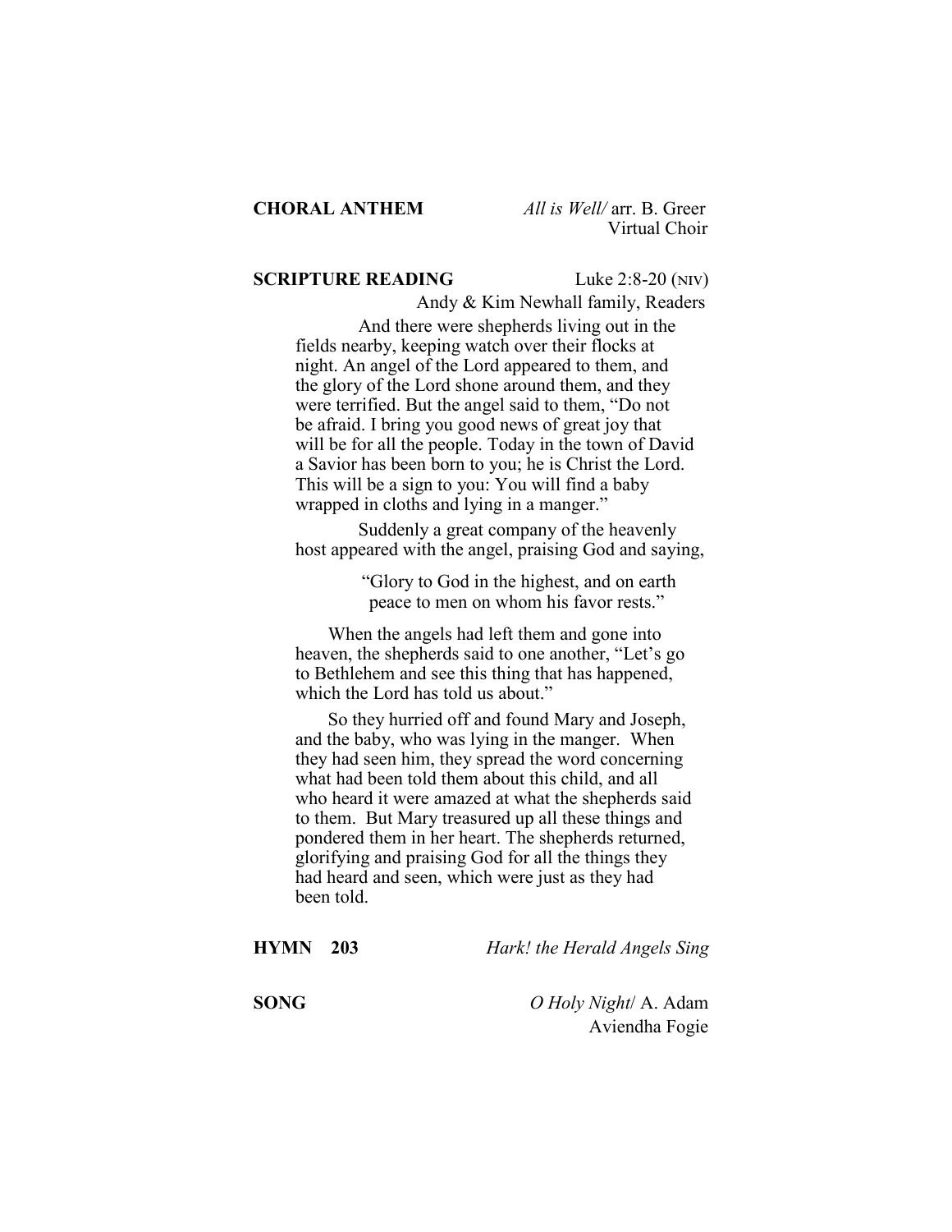**CHORAL ANTHEM** *All is Well/* arr. B. Greer
Virtual Choir

**SCRIPTURE READING** Luke 2:8-20 (NIV)
Andy & Kim Newhall family, Readers

And there were shepherds living out in the fields nearby, keeping watch over their flocks at night. An angel of the Lord appeared to them, and the glory of the Lord shone around them, and they were terrified. But the angel said to them, "Do not be afraid. I bring you good news of great joy that will be for all the people. Today in the town of David a Savior has been born to you; he is Christ the Lord. This will be a sign to you: You will find a baby wrapped in cloths and lying in a manger."

Suddenly a great company of the heavenly host appeared with the angel, praising God and saying,

> "Glory to God in the highest, and on earth peace to men on whom his favor rests."

When the angels had left them and gone into heaven, the shepherds said to one another, "Let's go to Bethlehem and see this thing that has happened, which the Lord has told us about."

So they hurried off and found Mary and Joseph, and the baby, who was lying in the manger. When they had seen him, they spread the word concerning what had been told them about this child, and all who heard it were amazed at what the shepherds said to them. But Mary treasured up all these things and pondered them in her heart. The shepherds returned, glorifying and praising God for all the things they had heard and seen, which were just as they had been told.

**HYMN 203** *Hark! the Herald Angels Sing*

**SONG** *O Holy Night*/ A. Adam
Aviendha Fogie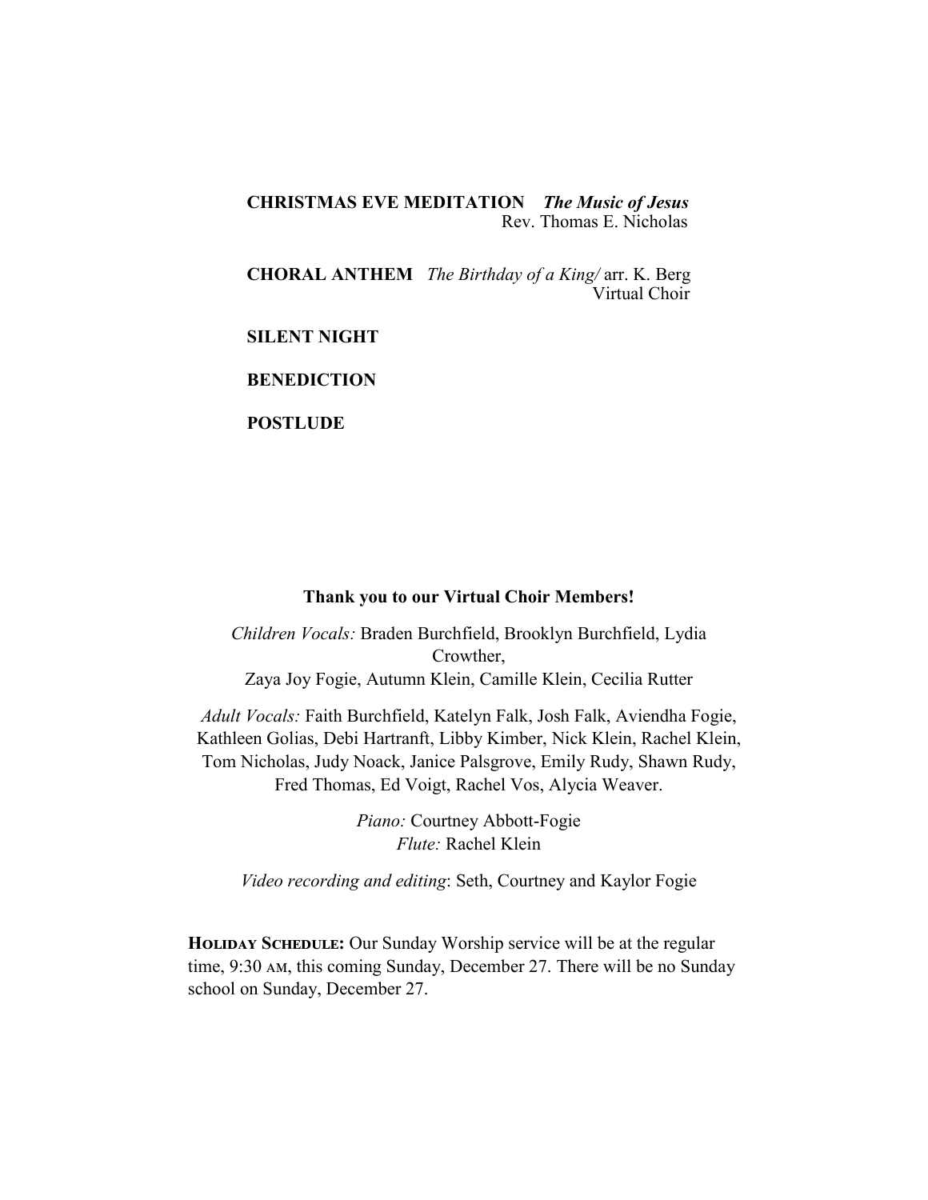**CHRISTMAS EVE MEDITATION** ***The Music of Jesus***
Rev. Thomas E. Nicholas

**CHORAL ANTHEM** *The Birthday of a King/* arr. K. Berg
Virtual Choir

**SILENT NIGHT**

**BENEDICTION**

**POSTLUDE**

**Thank you to our Virtual Choir Members!**

*Children Vocals:* Braden Burchfield, Brooklyn Burchfield, Lydia Crowther,
Zaya Joy Fogie, Autumn Klein, Camille Klein, Cecilia Rutter

*Adult Vocals:* Faith Burchfield, Katelyn Falk, Josh Falk, Aviendha Fogie, Kathleen Golias, Debi Hartranft, Libby Kimber, Nick Klein, Rachel Klein, Tom Nicholas, Judy Noack, Janice Palsgrove, Emily Rudy, Shawn Rudy, Fred Thomas, Ed Voigt, Rachel Vos, Alycia Weaver.

*Piano:* Courtney Abbott-Fogie
*Flute:* Rachel Klein

*Video recording and editing*: Seth, Courtney and Kaylor Fogie

**HOLIDAY SCHEDULE:** Our Sunday Worship service will be at the regular time, 9:30 AM, this coming Sunday, December 27. There will be no Sunday school on Sunday, December 27.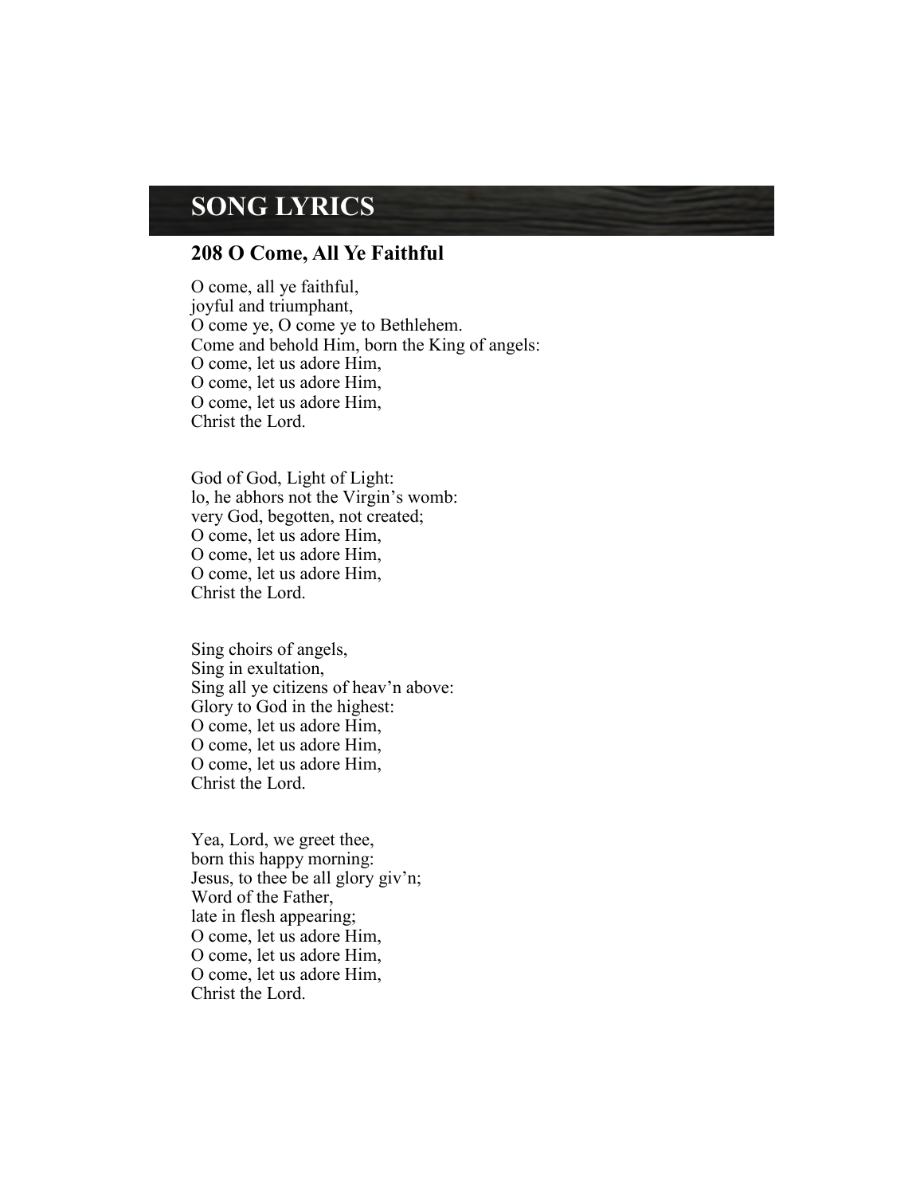# SONG LYRICS

## 208 O Come, All Ye Faithful

O come, all ye faithful,
joyful and triumphant,
O come ye, O come ye to Bethlehem.
Come and behold Him, born the King of angels:
O come, let us adore Him,
O come, let us adore Him,
O come, let us adore Him,
Christ the Lord.

God of God, Light of Light:
lo, he abhors not the Virgin's womb:
very God, begotten, not created;
O come, let us adore Him,
O come, let us adore Him,
O come, let us adore Him,
Christ the Lord.

Sing choirs of angels,
Sing in exultation,
Sing all ye citizens of heav'n above:
Glory to God in the highest:
O come, let us adore Him,
O come, let us adore Him,
O come, let us adore Him,
Christ the Lord.

Yea, Lord, we greet thee,
born this happy morning:
Jesus, to thee be all glory giv'n;
Word of the Father,
late in flesh appearing;
O come, let us adore Him,
O come, let us adore Him,
O come, let us adore Him,
Christ the Lord.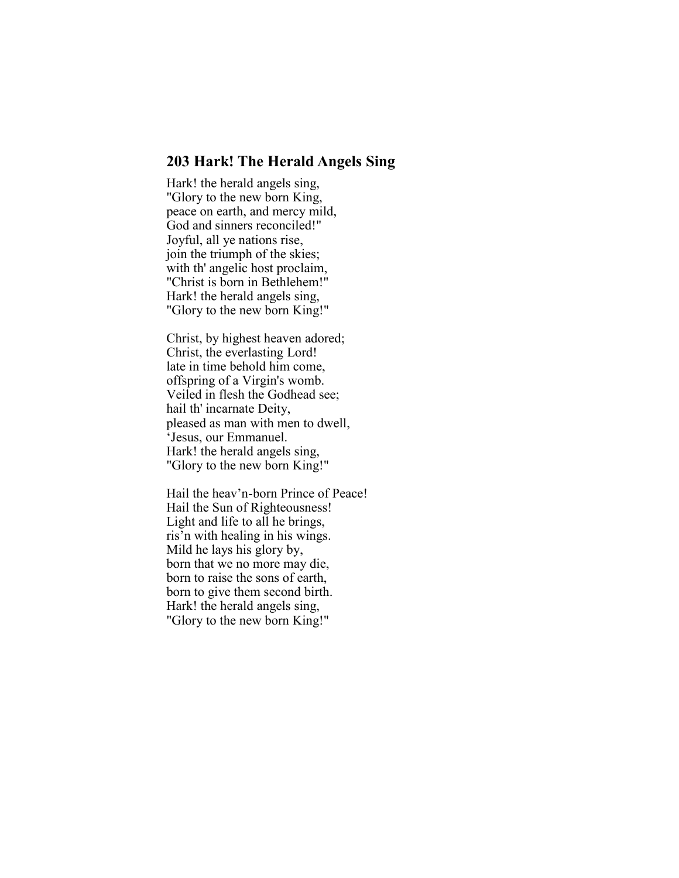## 203 Hark! The Herald Angels Sing

Hark! the herald angels sing,
"Glory to the new born King,
peace on earth, and mercy mild,
God and sinners reconciled!"
Joyful, all ye nations rise,
join the triumph of the skies;
with th' angelic host proclaim,
"Christ is born in Bethlehem!"
Hark! the herald angels sing,
"Glory to the new born King!"

Christ, by highest heaven adored;
Christ, the everlasting Lord!
late in time behold him come,
offspring of a Virgin's womb.
Veiled in flesh the Godhead see;
hail th' incarnate Deity,
pleased as man with men to dwell,
'Jesus, our Emmanuel.
Hark! the herald angels sing,
"Glory to the new born King!"

Hail the heav'n-born Prince of Peace!
Hail the Sun of Righteousness!
Light and life to all he brings,
ris'n with healing in his wings.
Mild he lays his glory by,
born that we no more may die,
born to raise the sons of earth,
born to give them second birth.
Hark! the herald angels sing,
"Glory to the new born King!"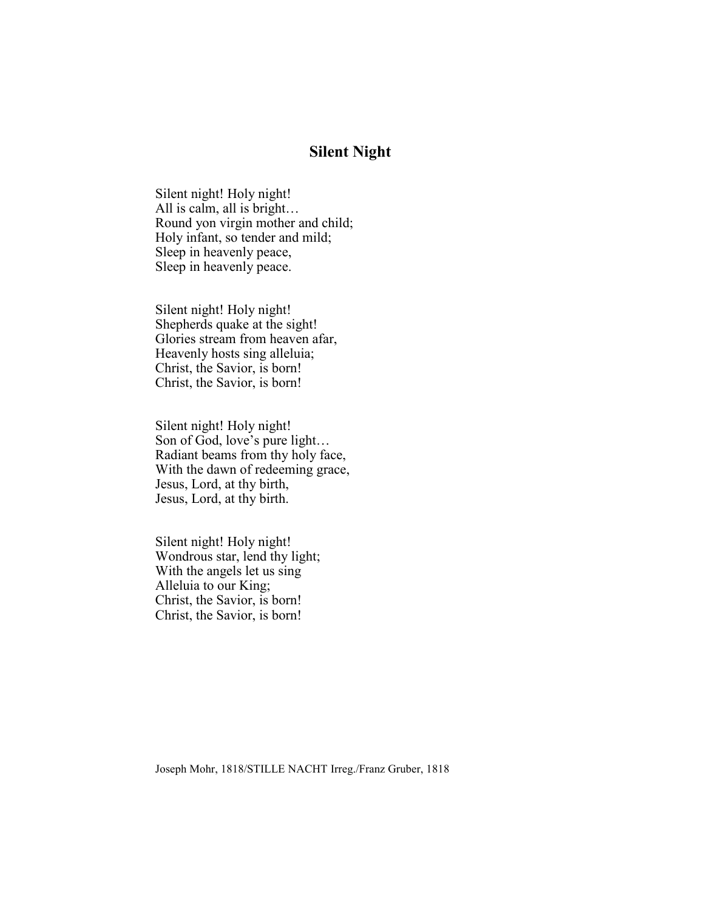## Silent Night

Silent night! Holy night!
All is calm, all is bright…
Round yon virgin mother and child;
Holy infant, so tender and mild;
Sleep in heavenly peace,
Sleep in heavenly peace.

Silent night! Holy night!
Shepherds quake at the sight!
Glories stream from heaven afar,
Heavenly hosts sing alleluia;
Christ, the Savior, is born!
Christ, the Savior, is born!

Silent night! Holy night!
Son of God, love's pure light…
Radiant beams from thy holy face,
With the dawn of redeeming grace,
Jesus, Lord, at thy birth,
Jesus, Lord, at thy birth.

Silent night! Holy night!
Wondrous star, lend thy light;
With the angels let us sing
Alleluia to our King;
Christ, the Savior, is born!
Christ, the Savior, is born!

Joseph Mohr, 1818/STILLE NACHT Irreg./Franz Gruber, 1818